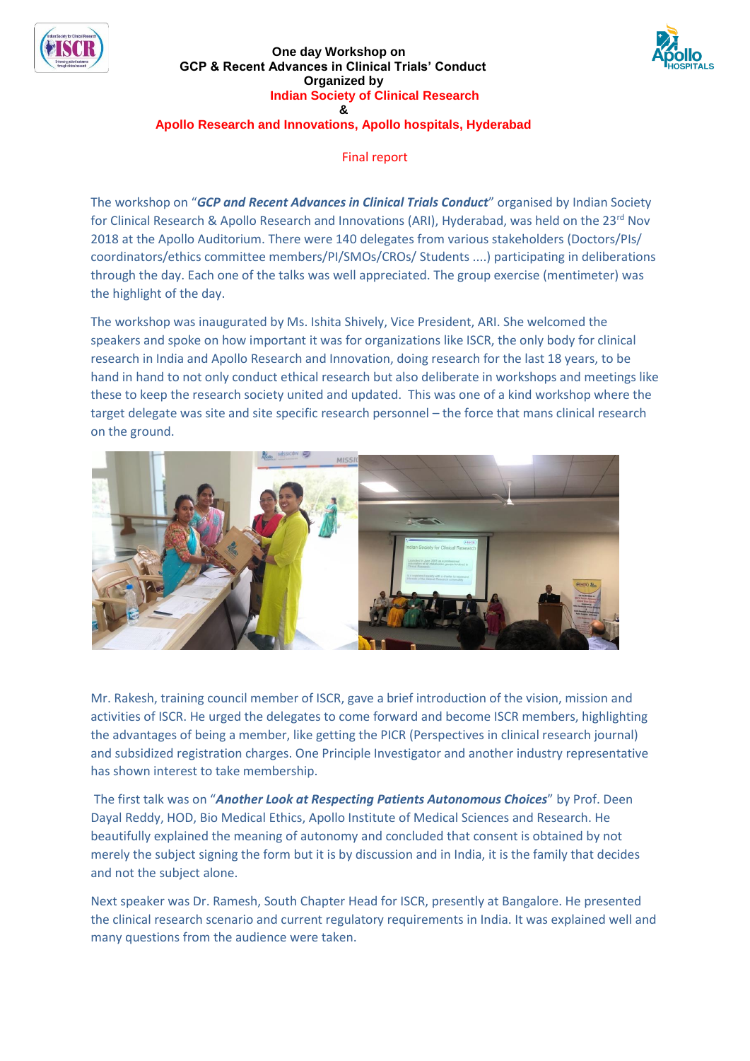# One day Workshop on GCP & Recent Advances in Clinical Trials' Conduct

**Organized by**

**Indian Society of Clinical Research**

**&**

**Apollo Research and Innovations, Apollo hospitals, Hyderabad**

Final report

The workshop on "***GCP and Recent Advances in Clinical Trials Conduct***" organised by Indian Society for Clinical Research & Apollo Research and Innovations (ARI), Hyderabad, was held on the 23rd Nov 2018 at the Apollo Auditorium. There were 140 delegates from various stakeholders (Doctors/PIs/ coordinators/ethics committee members/PI/SMOs/CROs/ Students ....) participating in deliberations through the day. Each one of the talks was well appreciated. The group exercise (mentimeter) was the highlight of the day.

The workshop was inaugurated by Ms. Ishita Shively, Vice President, ARI. She welcomed the speakers and spoke on how important it was for organizations like ISCR, the only body for clinical research in India and Apollo Research and Innovation, doing research for the last 18 years, to be hand in hand to not only conduct ethical research but also deliberate in workshops and meetings like these to keep the research society united and updated. This was one of a kind workshop where the target delegate was site and site specific research personnel – the force that mans clinical research on the ground.

Mr. Rakesh, training council member of ISCR, gave a brief introduction of the vision, mission and activities of ISCR. He urged the delegates to come forward and become ISCR members, highlighting the advantages of being a member, like getting the PICR (Perspectives in clinical research journal) and subsidized registration charges. One Principle Investigator and another industry representative has shown interest to take membership.

The first talk was on "***Another Look at Respecting Patients Autonomous Choices***" by Prof. Deen Dayal Reddy, HOD, Bio Medical Ethics, Apollo Institute of Medical Sciences and Research. He beautifully explained the meaning of autonomy and concluded that consent is obtained by not merely the subject signing the form but it is by discussion and in India, it is the family that decides and not the subject alone.

Next speaker was Dr. Ramesh, South Chapter Head for ISCR, presently at Bangalore. He presented the clinical research scenario and current regulatory requirements in India. It was explained well and many questions from the audience were taken.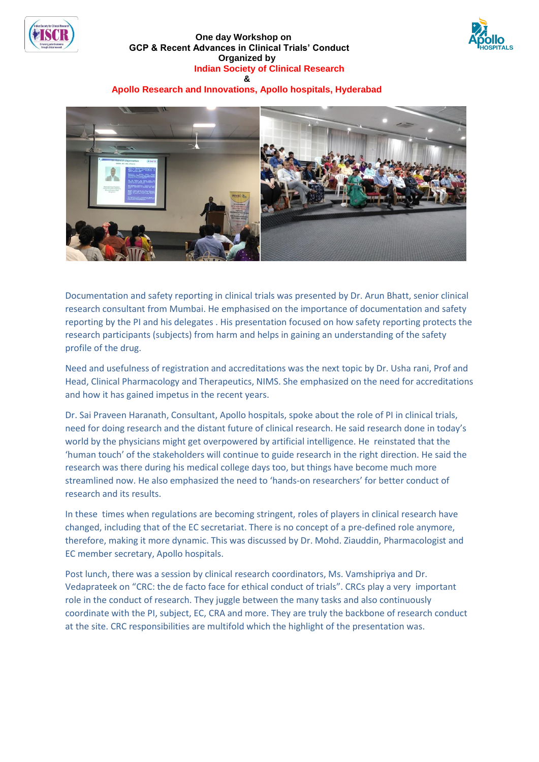**One day Workshop on**
**GCP & Recent Advances in Clinical Trials' Conduct**
**Organized by**
**Indian Society of Clinical Research**
**&**
**Apollo Research and Innovations, Apollo hospitals, Hyderabad**

Documentation and safety reporting in clinical trials was presented by Dr. Arun Bhatt, senior clinical research consultant from Mumbai. He emphasised on the importance of documentation and safety reporting by the PI and his delegates . His presentation focused on how safety reporting protects the research participants (subjects) from harm and helps in gaining an understanding of the safety profile of the drug.

Need and usefulness of registration and accreditations was the next topic by Dr. Usha rani, Prof and Head, Clinical Pharmacology and Therapeutics, NIMS. She emphasized on the need for accreditations and how it has gained impetus in the recent years.

Dr. Sai Praveen Haranath, Consultant, Apollo hospitals, spoke about the role of PI in clinical trials, need for doing research and the distant future of clinical research. He said research done in today's world by the physicians might get overpowered by artificial intelligence. He reinstated that the 'human touch' of the stakeholders will continue to guide research in the right direction. He said the research was there during his medical college days too, but things have become much more streamlined now. He also emphasized the need to 'hands-on researchers' for better conduct of research and its results.

In these times when regulations are becoming stringent, roles of players in clinical research have changed, including that of the EC secretariat. There is no concept of a pre-defined role anymore, therefore, making it more dynamic. This was discussed by Dr. Mohd. Ziauddin, Pharmacologist and EC member secretary, Apollo hospitals.

Post lunch, there was a session by clinical research coordinators, Ms. Vamshipriya and Dr. Vedaprateek on "CRC: the de facto face for ethical conduct of trials". CRCs play a very important role in the conduct of research. They juggle between the many tasks and also continuously coordinate with the PI, subject, EC, CRA and more. They are truly the backbone of research conduct at the site. CRC responsibilities are multifold which the highlight of the presentation was.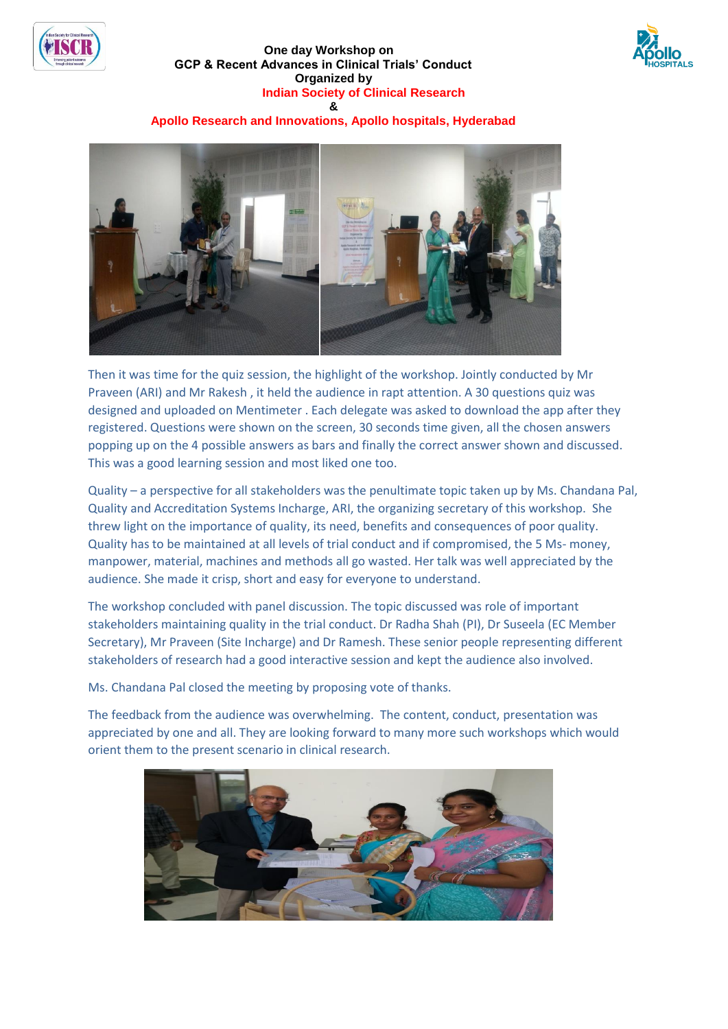**One day Workshop on**
**GCP & Recent Advances in Clinical Trials' Conduct**
**Organized by**
**Indian Society of Clinical Research**
**&**
**Apollo Research and Innovations, Apollo hospitals, Hyderabad**

Then it was time for the quiz session, the highlight of the workshop. Jointly conducted by Mr Praveen (ARI) and Mr Rakesh , it held the audience in rapt attention. A 30 questions quiz was designed and uploaded on Mentimeter . Each delegate was asked to download the app after they registered. Questions were shown on the screen, 30 seconds time given, all the chosen answers popping up on the 4 possible answers as bars and finally the correct answer shown and discussed. This was a good learning session and most liked one too.

Quality – a perspective for all stakeholders was the penultimate topic taken up by Ms. Chandana Pal, Quality and Accreditation Systems Incharge, ARI, the organizing secretary of this workshop. She threw light on the importance of quality, its need, benefits and consequences of poor quality. Quality has to be maintained at all levels of trial conduct and if compromised, the 5 Ms- money, manpower, material, machines and methods all go wasted. Her talk was well appreciated by the audience. She made it crisp, short and easy for everyone to understand.

The workshop concluded with panel discussion. The topic discussed was role of important stakeholders maintaining quality in the trial conduct. Dr Radha Shah (PI), Dr Suseela (EC Member Secretary), Mr Praveen (Site Incharge) and Dr Ramesh. These senior people representing different stakeholders of research had a good interactive session and kept the audience also involved.

Ms. Chandana Pal closed the meeting by proposing vote of thanks.

The feedback from the audience was overwhelming. The content, conduct, presentation was appreciated by one and all. They are looking forward to many more such workshops which would orient them to the present scenario in clinical research.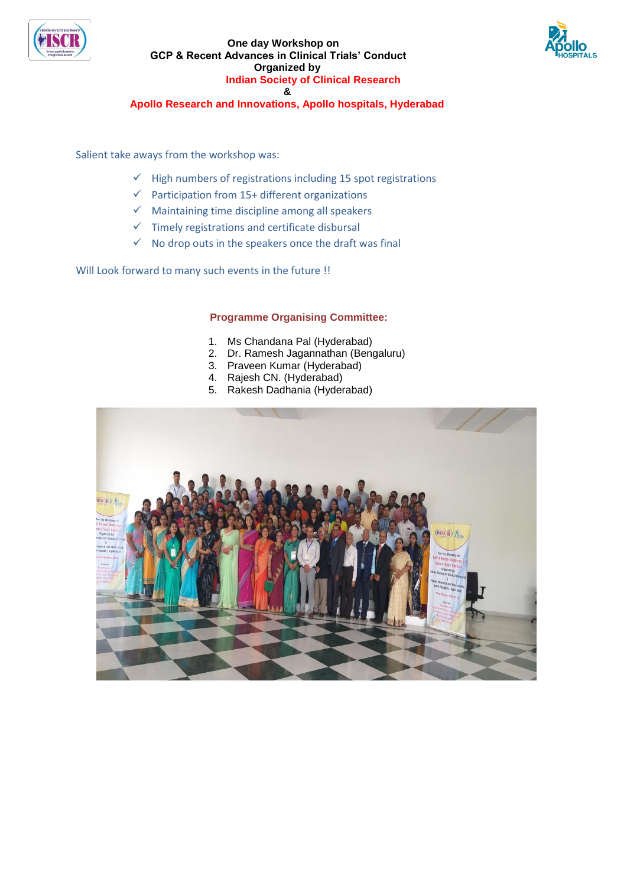**One day Workshop on**
**GCP & Recent Advances in Clinical Trials' Conduct**
**Organized by**
**Indian Society of Clinical Research**
**&**
**Apollo Research and Innovations, Apollo hospitals, Hyderabad**

Salient take aways from the workshop was:

- ✓ High numbers of registrations including 15 spot registrations
- ✓ Participation from 15+ different organizations
- ✓ Maintaining time discipline among all speakers
- ✓ Timely registrations and certificate disbursal
- ✓ No drop outs in the speakers once the draft was final

Will Look forward to many such events in the future !!

**Programme Organising Committee:**

1. Ms Chandana Pal (Hyderabad)
2. Dr. Ramesh Jagannathan (Bengaluru)
3. Praveen Kumar (Hyderabad)
4. Rajesh CN. (Hyderabad)
5. Rakesh Dadhania (Hyderabad)